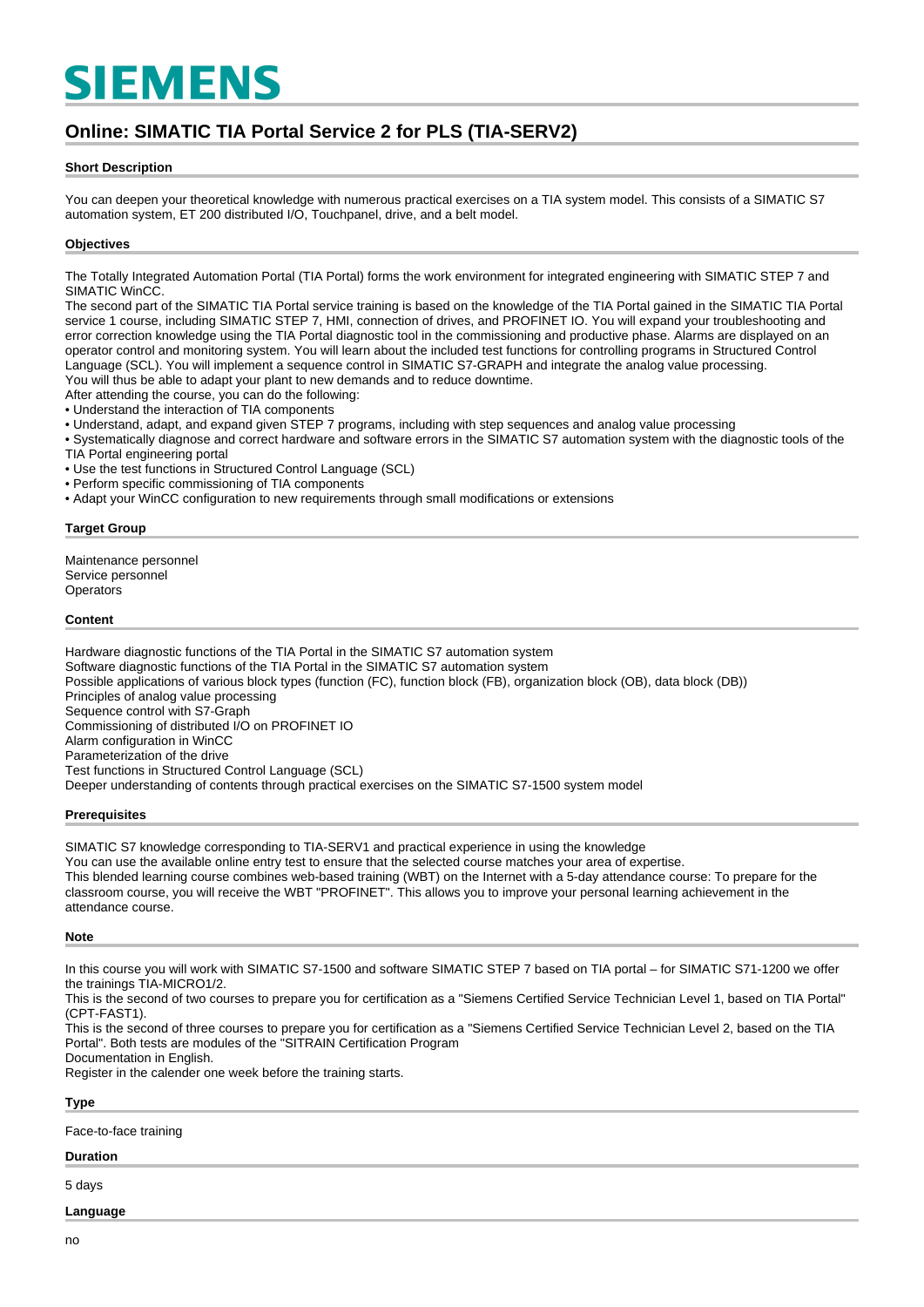# SIEMENS

## Online: SIMATIC TIA Portal Service 2 for PLS (TIA-SERV2)

### Short Description

You can deepen your theoretical knowledge with numerous practical exercises on a TIA system model. This consists of a SIMATIC S7 automation system, ET 200 distributed I/O, Touchpanel, drive, and a belt model.

### Objectives

The Totally Integrated Automation Portal (TIA Portal) forms the work environment for integrated engineering with SIMATIC STEP 7 and SIMATIC WinCC.
The second part of the SIMATIC TIA Portal service training is based on the knowledge of the TIA Portal gained in the SIMATIC TIA Portal service 1 course, including SIMATIC STEP 7, HMI, connection of drives, and PROFINET IO. You will expand your troubleshooting and error correction knowledge using the TIA Portal diagnostic tool in the commissioning and productive phase. Alarms are displayed on an operator control and monitoring system. You will learn about the included test functions for controlling programs in Structured Control Language (SCL). You will implement a sequence control in SIMATIC S7-GRAPH and integrate the analog value processing.
You will thus be able to adapt your plant to new demands and to reduce downtime.
After attending the course, you can do the following:

- Understand the interaction of TIA components
- Understand, adapt, and expand given STEP 7 programs, including with step sequences and analog value processing
- Systematically diagnose and correct hardware and software errors in the SIMATIC S7 automation system with the diagnostic tools of the TIA Portal engineering portal
- Use the test functions in Structured Control Language (SCL)
- Perform specific commissioning of TIA components
- Adapt your WinCC configuration to new requirements through small modifications or extensions

### Target Group

Maintenance personnel
Service personnel
Operators

### Content

Hardware diagnostic functions of the TIA Portal in the SIMATIC S7 automation system
Software diagnostic functions of the TIA Portal in the SIMATIC S7 automation system
Possible applications of various block types (function (FC), function block (FB), organization block (OB), data block (DB))
Principles of analog value processing
Sequence control with S7-Graph
Commissioning of distributed I/O on PROFINET IO
Alarm configuration in WinCC
Parameterization of the drive
Test functions in Structured Control Language (SCL)
Deeper understanding of contents through practical exercises on the SIMATIC S7-1500 system model

### Prerequisites

SIMATIC S7 knowledge corresponding to TIA-SERV1 and practical experience in using the knowledge
You can use the available online entry test to ensure that the selected course matches your area of expertise.
This blended learning course combines web-based training (WBT) on the Internet with a 5-day attendance course: To prepare for the classroom course, you will receive the WBT "PROFINET". This allows you to improve your personal learning achievement in the attendance course.

### Note

In this course you will work with SIMATIC S7-1500 and software SIMATIC STEP 7 based on TIA portal – for SIMATIC S71-1200 we offer the trainings TIA-MICRO1/2.
This is the second of two courses to prepare you for certification as a "Siemens Certified Service Technician Level 1, based on TIA Portal" (CPT-FAST1).
This is the second of three courses to prepare you for certification as a "Siemens Certified Service Technician Level 2, based on the TIA Portal". Both tests are modules of the "SITRAIN Certification Program
Documentation in English.
Register in the calender one week before the training starts.

### Type

Face-to-face training

### Duration

5 days

### Language

no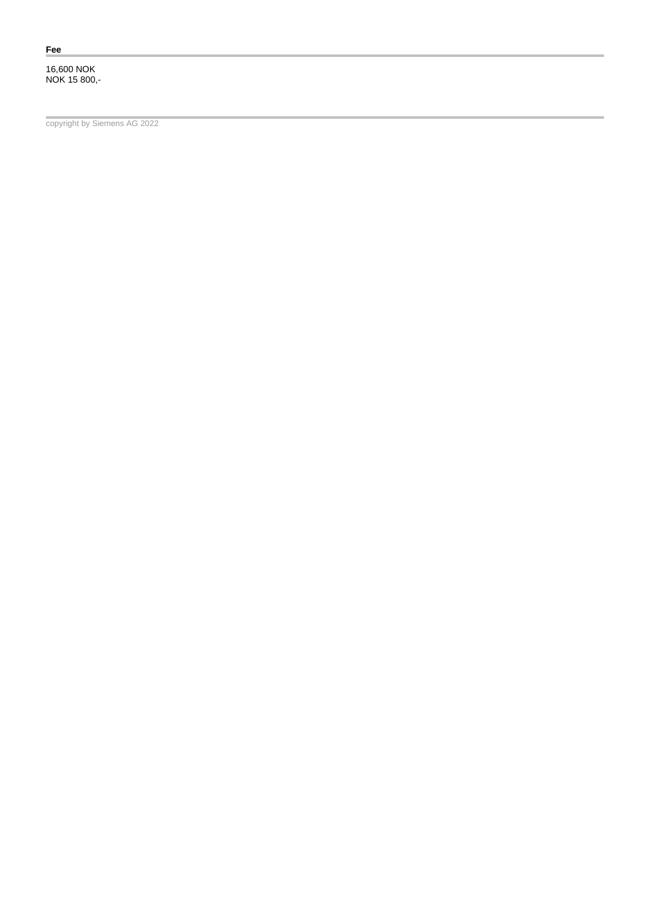**Fee**

16,600 NOK
NOK 15 800,-

copyright by Siemens AG 2022